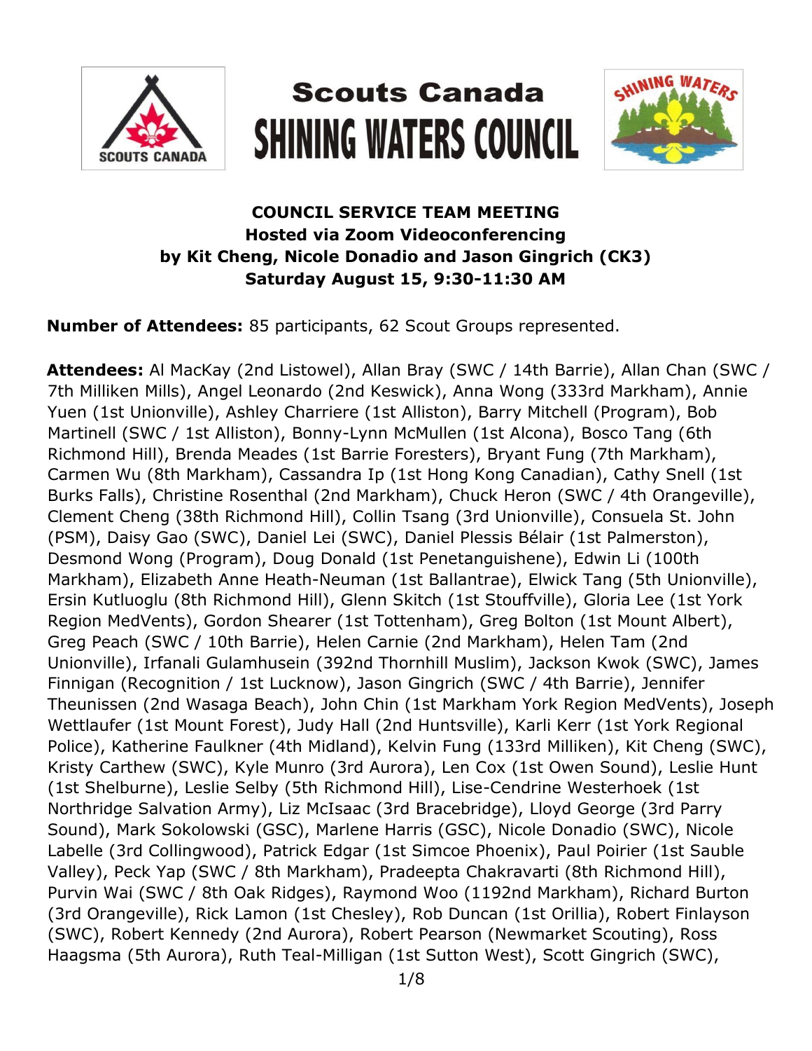# Scouts Canada
# SHINING WATERS COUNCIL

**COUNCIL SERVICE TEAM MEETING**
**Hosted via Zoom Videoconferencing**
**by Kit Cheng, Nicole Donadio and Jason Gingrich (CK3)**
**Saturday August 15, 9:30-11:30 AM**

**Number of Attendees:** 85 participants, 62 Scout Groups represented.

**Attendees:** Al MacKay (2nd Listowel), Allan Bray (SWC / 14th Barrie), Allan Chan (SWC / 7th Milliken Mills), Angel Leonardo (2nd Keswick), Anna Wong (333rd Markham), Annie Yuen (1st Unionville), Ashley Charriere (1st Alliston), Barry Mitchell (Program), Bob Martinell (SWC / 1st Alliston), Bonny-Lynn McMullen (1st Alcona), Bosco Tang (6th Richmond Hill), Brenda Meades (1st Barrie Foresters), Bryant Fung (7th Markham), Carmen Wu (8th Markham), Cassandra Ip (1st Hong Kong Canadian), Cathy Snell (1st Burks Falls), Christine Rosenthal (2nd Markham), Chuck Heron (SWC / 4th Orangeville), Clement Cheng (38th Richmond Hill), Collin Tsang (3rd Unionville), Consuela St. John (PSM), Daisy Gao (SWC), Daniel Lei (SWC), Daniel Plessis Bélair (1st Palmerston), Desmond Wong (Program), Doug Donald (1st Penetanguishene), Edwin Li (100th Markham), Elizabeth Anne Heath-Neuman (1st Ballantrae), Elwick Tang (5th Unionville), Ersin Kutluoglu (8th Richmond Hill), Glenn Skitch (1st Stouffville), Gloria Lee (1st York Region MedVents), Gordon Shearer (1st Tottenham), Greg Bolton (1st Mount Albert), Greg Peach (SWC / 10th Barrie), Helen Carnie (2nd Markham), Helen Tam (2nd Unionville), Irfanali Gulamhusein (392nd Thornhill Muslim), Jackson Kwok (SWC), James Finnigan (Recognition / 1st Lucknow), Jason Gingrich (SWC / 4th Barrie), Jennifer Theunissen (2nd Wasaga Beach), John Chin (1st Markham York Region MedVents), Joseph Wettlaufer (1st Mount Forest), Judy Hall (2nd Huntsville), Karli Kerr (1st York Regional Police), Katherine Faulkner (4th Midland), Kelvin Fung (133rd Milliken), Kit Cheng (SWC), Kristy Carthew (SWC), Kyle Munro (3rd Aurora), Len Cox (1st Owen Sound), Leslie Hunt (1st Shelburne), Leslie Selby (5th Richmond Hill), Lise-Cendrine Westerhoek (1st Northridge Salvation Army), Liz McIsaac (3rd Bracebridge), Lloyd George (3rd Parry Sound), Mark Sokolowski (GSC), Marlene Harris (GSC), Nicole Donadio (SWC), Nicole Labelle (3rd Collingwood), Patrick Edgar (1st Simcoe Phoenix), Paul Poirier (1st Sauble Valley), Peck Yap (SWC / 8th Markham), Pradeepta Chakravarti (8th Richmond Hill), Purvin Wai (SWC / 8th Oak Ridges), Raymond Woo (1192nd Markham), Richard Burton (3rd Orangeville), Rick Lamon (1st Chesley), Rob Duncan (1st Orillia), Robert Finlayson (SWC), Robert Kennedy (2nd Aurora), Robert Pearson (Newmarket Scouting), Ross Haagsma (5th Aurora), Ruth Teal-Milligan (1st Sutton West), Scott Gingrich (SWC),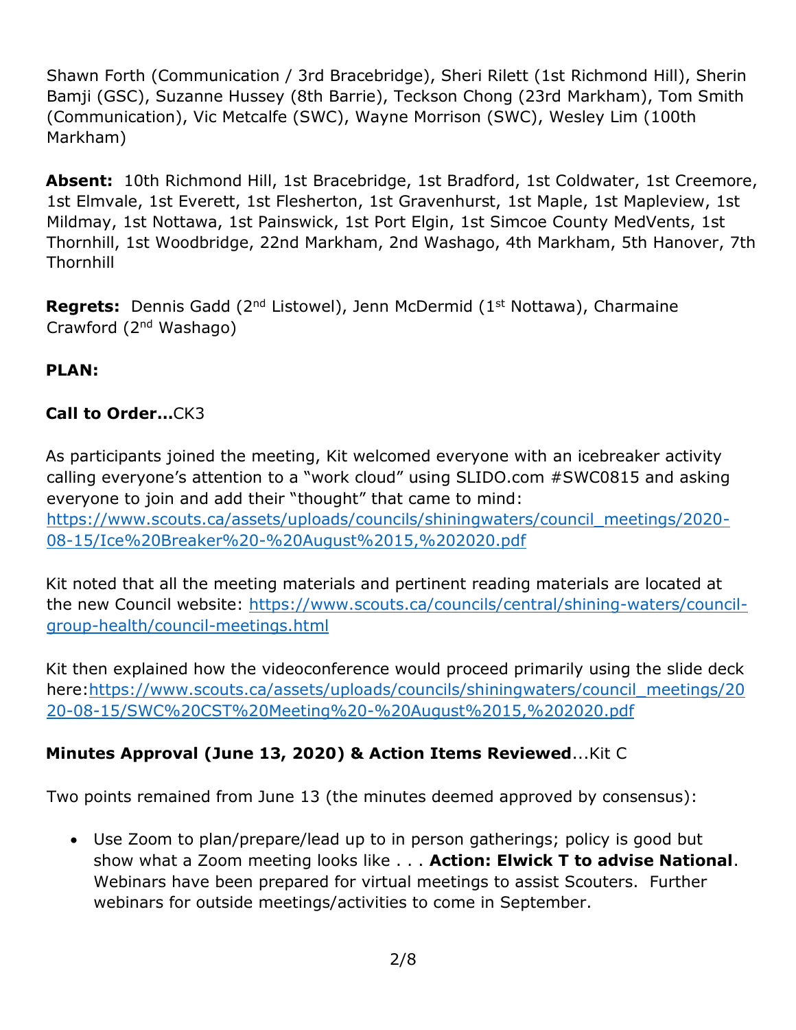Shawn Forth (Communication / 3rd Bracebridge), Sheri Rilett (1st Richmond Hill), Sherin Bamji (GSC), Suzanne Hussey (8th Barrie), Teckson Chong (23rd Markham), Tom Smith (Communication), Vic Metcalfe (SWC), Wayne Morrison (SWC), Wesley Lim (100th Markham)

**Absent:** 10th Richmond Hill, 1st Bracebridge, 1st Bradford, 1st Coldwater, 1st Creemore, 1st Elmvale, 1st Everett, 1st Flesherton, 1st Gravenhurst, 1st Maple, 1st Mapleview, 1st Mildmay, 1st Nottawa, 1st Painswick, 1st Port Elgin, 1st Simcoe County MedVents, 1st Thornhill, 1st Woodbridge, 22nd Markham, 2nd Washago, 4th Markham, 5th Hanover, 7th Thornhill

**Regrets:** Dennis Gadd (2nd Listowel), Jenn McDermid (1st Nottawa), Charmaine Crawford (2nd Washago)

**PLAN:**

**Call to Order…**CK3

As participants joined the meeting, Kit welcomed everyone with an icebreaker activity calling everyone's attention to a "work cloud" using SLIDO.com #SWC0815 and asking everyone to join and add their "thought" that came to mind: [https://www.scouts.ca/assets/uploads/councils/shiningwaters/council_meetings/2020-08-15/Ice%20Breaker%20-%20August%2015,%202020.pdf](https://www.scouts.ca/assets/uploads/councils/shiningwaters/council_meetings/2020-08-15/Ice%20Breaker%20-%20August%2015,%202020.pdf)

Kit noted that all the meeting materials and pertinent reading materials are located at the new Council website: [https://www.scouts.ca/councils/central/shining-waters/council-group-health/council-meetings.html](https://www.scouts.ca/councils/central/shining-waters/council-group-health/council-meetings.html)

Kit then explained how the videoconference would proceed primarily using the slide deck here:[https://www.scouts.ca/assets/uploads/councils/shiningwaters/council_meetings/2020-08-15/SWC%20CST%20Meeting%20-%20August%2015,%202020.pdf](https://www.scouts.ca/assets/uploads/councils/shiningwaters/council_meetings/2020-08-15/SWC%20CST%20Meeting%20-%20August%2015,%202020.pdf)

**Minutes Approval (June 13, 2020) & Action Items Reviewed**…Kit C

Two points remained from June 13 (the minutes deemed approved by consensus):

- Use Zoom to plan/prepare/lead up to in person gatherings; policy is good but show what a Zoom meeting looks like . . . **Action: Elwick T to advise National**. Webinars have been prepared for virtual meetings to assist Scouters. Further webinars for outside meetings/activities to come in September.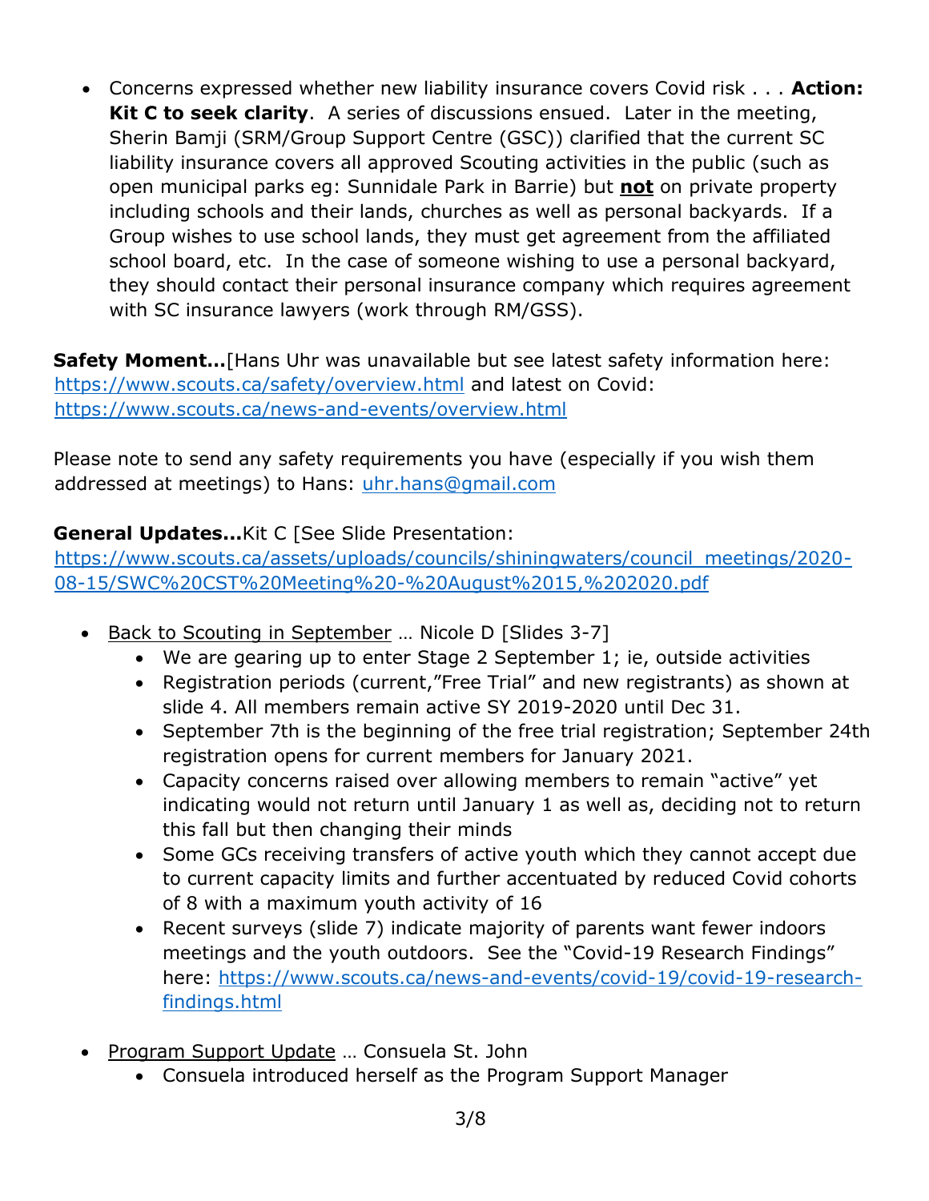- Concerns expressed whether new liability insurance covers Covid risk . . . **Action: Kit C to seek clarity**. A series of discussions ensued. Later in the meeting, Sherin Bamji (SRM/Group Support Centre (GSC)) clarified that the current SC liability insurance covers all approved Scouting activities in the public (such as open municipal parks eg: Sunnidale Park in Barrie) but **not** on private property including schools and their lands, churches as well as personal backyards. If a Group wishes to use school lands, they must get agreement from the affiliated school board, etc. In the case of someone wishing to use a personal backyard, they should contact their personal insurance company which requires agreement with SC insurance lawyers (work through RM/GSS).

**Safety Moment...**[Hans Uhr was unavailable but see latest safety information here: https://www.scouts.ca/safety/overview.html and latest on Covid: https://www.scouts.ca/news-and-events/overview.html

Please note to send any safety requirements you have (especially if you wish them addressed at meetings) to Hans: uhr.hans@gmail.com

**General Updates...**Kit C [See Slide Presentation: https://www.scouts.ca/assets/uploads/councils/shiningwaters/council_meetings/2020-08-15/SWC%20CST%20Meeting%20-%20August%2015,%202020.pdf

- Back to Scouting in September … Nicole D [Slides 3-7]
  - We are gearing up to enter Stage 2 September 1; ie, outside activities
  - Registration periods (current,"Free Trial" and new registrants) as shown at slide 4. All members remain active SY 2019-2020 until Dec 31.
  - September 7th is the beginning of the free trial registration; September 24th registration opens for current members for January 2021.
  - Capacity concerns raised over allowing members to remain "active" yet indicating would not return until January 1 as well as, deciding not to return this fall but then changing their minds
  - Some GCs receiving transfers of active youth which they cannot accept due to current capacity limits and further accentuated by reduced Covid cohorts of 8 with a maximum youth activity of 16
  - Recent surveys (slide 7) indicate majority of parents want fewer indoors meetings and the youth outdoors. See the "Covid-19 Research Findings" here: https://www.scouts.ca/news-and-events/covid-19/covid-19-research-findings.html
- Program Support Update … Consuela St. John
  - Consuela introduced herself as the Program Support Manager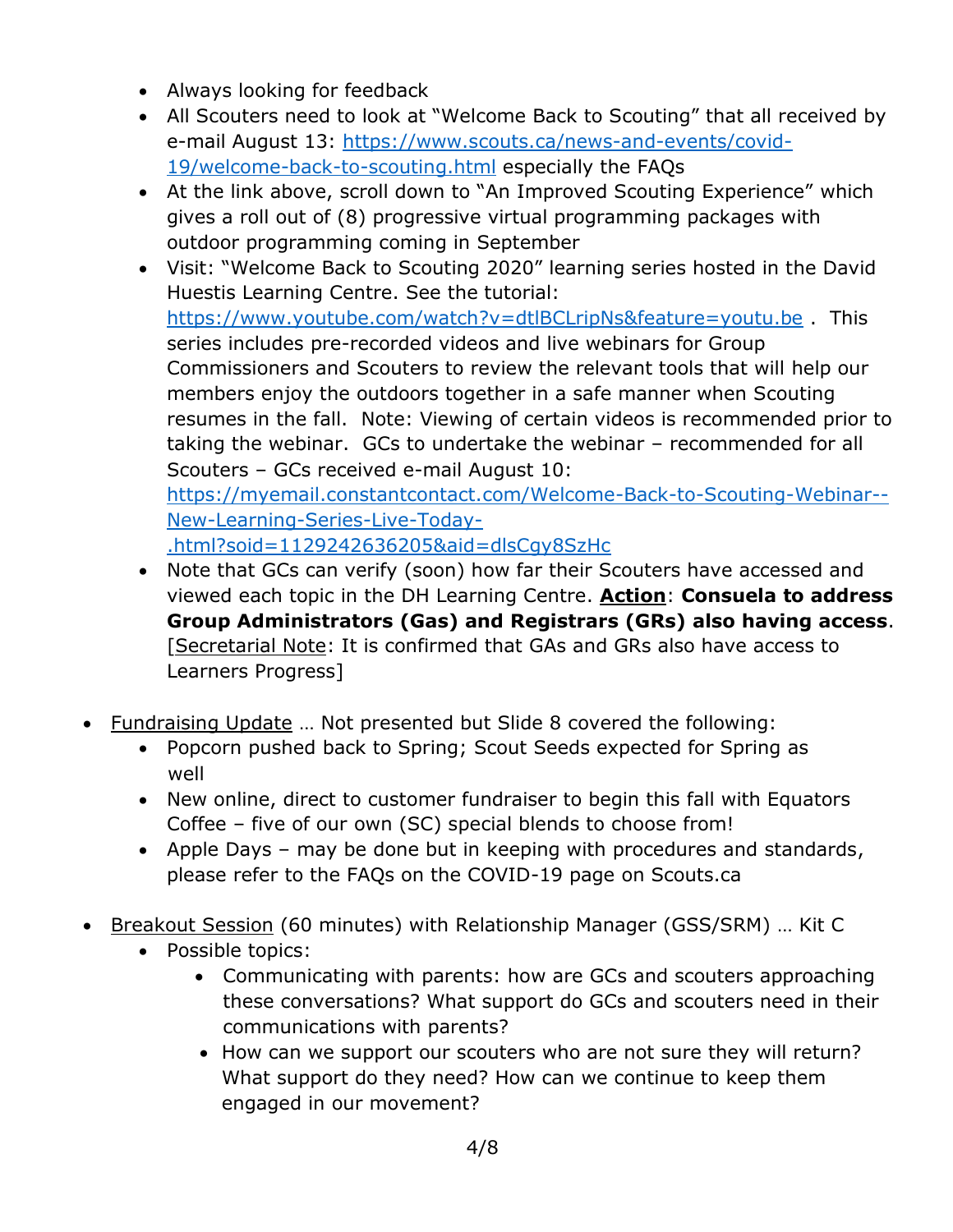- Always looking for feedback
    - All Scouters need to look at “Welcome Back to Scouting” that all received by e-mail August 13: [https://www.scouts.ca/news-and-events/covid-19/welcome-back-to-scouting.html](https://www.scouts.ca/news-and-events/covid-19/welcome-back-to-scouting.html) especially the FAQs
    - At the link above, scroll down to “An Improved Scouting Experience” which gives a roll out of (8) progressive virtual programming packages with outdoor programming coming in September
    - Visit: “Welcome Back to Scouting 2020” learning series hosted in the David Huestis Learning Centre. See the tutorial: [https://www.youtube.com/watch?v=dtlBCLripNs&feature=youtu.be](https://www.youtube.com/watch?v=dtlBCLripNs&feature=youtu.be) . This series includes pre-recorded videos and live webinars for Group Commissioners and Scouters to review the relevant tools that will help our members enjoy the outdoors together in a safe manner when Scouting resumes in the fall. Note: Viewing of certain videos is recommended prior to taking the webinar. GCs to undertake the webinar – recommended for all Scouters – GCs received e-mail August 10: [https://myemail.constantcontact.com/Welcome-Back-to-Scouting-Webinar--New-Learning-Series-Live-Today-.html?soid=1129242636205&aid=dlsCgy8SzHc](https://myemail.constantcontact.com/Welcome-Back-to-Scouting-Webinar--New-Learning-Series-Live-Today-.html?soid=1129242636205&aid=dlsCgy8SzHc)
    - Note that GCs can verify (soon) how far their Scouters have accessed and viewed each topic in the DH Learning Centre. **Action**: **Consuela to address Group Administrators (Gas) and Registrars (GRs) also having access**. [Secretarial Note: It is confirmed that GAs and GRs also have access to Learners Progress]

- Fundraising Update … Not presented but Slide 8 covered the following:
    - Popcorn pushed back to Spring; Scout Seeds expected for Spring as well
    - New online, direct to customer fundraiser to begin this fall with Equators Coffee – five of our own (SC) special blends to choose from!
    - Apple Days – may be done but in keeping with procedures and standards, please refer to the FAQs on the COVID-19 page on Scouts.ca

- Breakout Session (60 minutes) with Relationship Manager (GSS/SRM) … Kit C
    - Possible topics:
        - Communicating with parents: how are GCs and scouters approaching these conversations? What support do GCs and scouters need in their communications with parents?
        - How can we support our scouters who are not sure they will return? What support do they need? How can we continue to keep them engaged in our movement?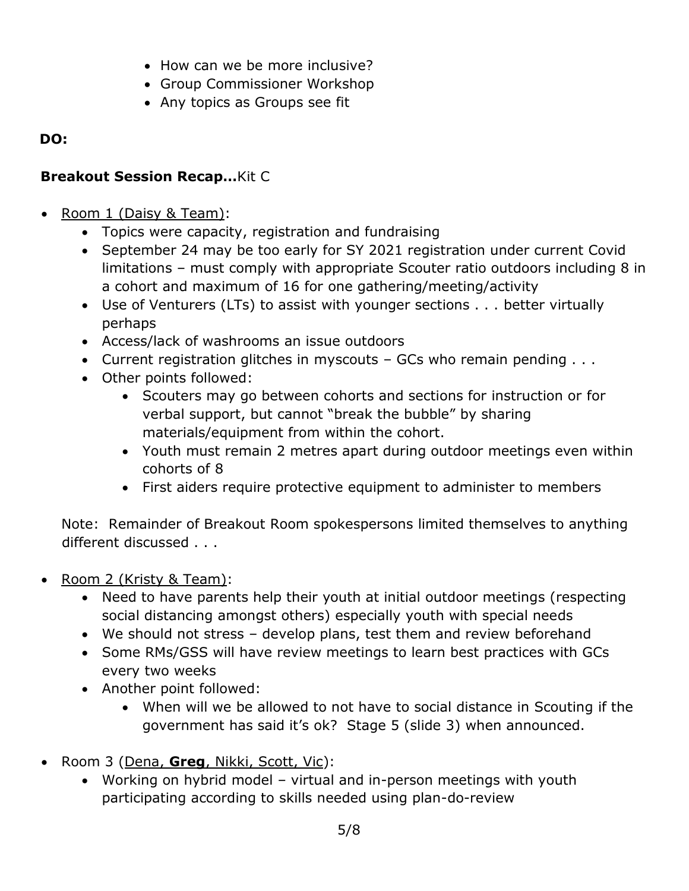- How can we be more inclusive?
- Group Commissioner Workshop
- Any topics as Groups see fit

**DO:**

**Breakout Session Recap…**Kit C

- Room 1 (Daisy & Team):
    - Topics were capacity, registration and fundraising
    - September 24 may be too early for SY 2021 registration under current Covid limitations – must comply with appropriate Scouter ratio outdoors including 8 in a cohort and maximum of 16 for one gathering/meeting/activity
    - Use of Venturers (LTs) to assist with younger sections . . . better virtually perhaps
    - Access/lack of washrooms an issue outdoors
    - Current registration glitches in myscouts – GCs who remain pending . . .
    - Other points followed:
        - Scouters may go between cohorts and sections for instruction or for verbal support, but cannot "break the bubble" by sharing materials/equipment from within the cohort.
        - Youth must remain 2 metres apart during outdoor meetings even within cohorts of 8
        - First aiders require protective equipment to administer to members

  Note: Remainder of Breakout Room spokespersons limited themselves to anything different discussed . . .

- Room 2 (Kristy & Team):
    - Need to have parents help their youth at initial outdoor meetings (respecting social distancing amongst others) especially youth with special needs
    - We should not stress – develop plans, test them and review beforehand
    - Some RMs/GSS will have review meetings to learn best practices with GCs every two weeks
    - Another point followed:
        - When will we be allowed to not have to social distance in Scouting if the government has said it's ok? Stage 5 (slide 3) when announced.

- Room 3 (Dena, **Greg**, Nikki, Scott, Vic):
    - Working on hybrid model – virtual and in-person meetings with youth participating according to skills needed using plan-do-review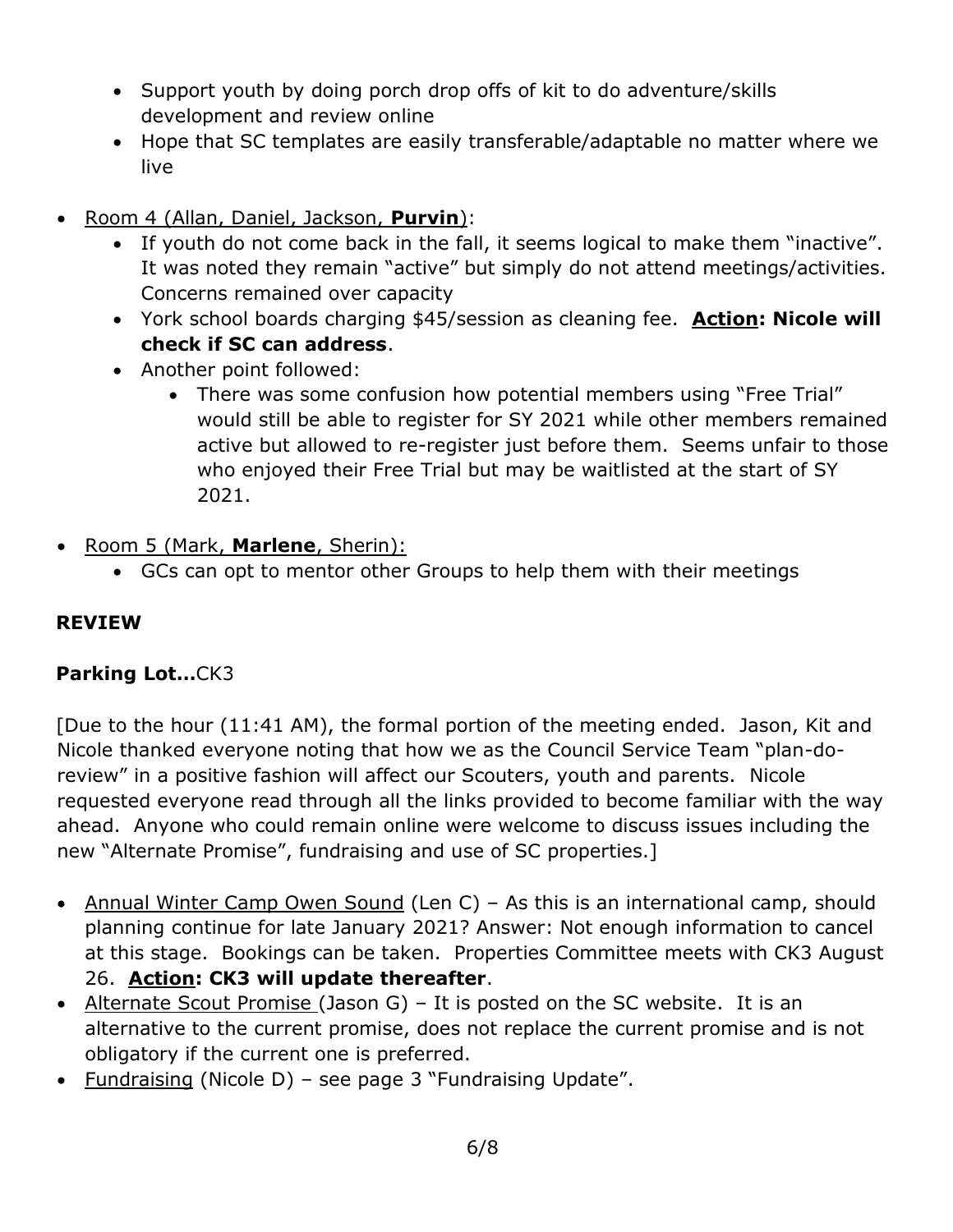- Support youth by doing porch drop offs of kit to do adventure/skills development and review online
- Hope that SC templates are easily transferable/adaptable no matter where we live

- Room 4 (Allan, Daniel, Jackson, **Purvin**):
  - If youth do not come back in the fall, it seems logical to make them "inactive". It was noted they remain "active" but simply do not attend meetings/activities. Concerns remained over capacity
  - York school boards charging $45/session as cleaning fee. **Action: Nicole will check if SC can address**.
  - Another point followed:
    - There was some confusion how potential members using "Free Trial" would still be able to register for SY 2021 while other members remained active but allowed to re-register just before them. Seems unfair to those who enjoyed their Free Trial but may be waitlisted at the start of SY 2021.

- Room 5 (Mark, **Marlene**, Sherin):
  - GCs can opt to mentor other Groups to help them with their meetings

**REVIEW**

**Parking Lot…**CK3

[Due to the hour (11:41 AM), the formal portion of the meeting ended. Jason, Kit and Nicole thanked everyone noting that how we as the Council Service Team "plan-do-review" in a positive fashion will affect our Scouters, youth and parents. Nicole requested everyone read through all the links provided to become familiar with the way ahead. Anyone who could remain online were welcome to discuss issues including the new "Alternate Promise", fundraising and use of SC properties.]

- Annual Winter Camp Owen Sound (Len C) – As this is an international camp, should planning continue for late January 2021? Answer: Not enough information to cancel at this stage. Bookings can be taken. Properties Committee meets with CK3 August 26. **Action: CK3 will update thereafter**.
- Alternate Scout Promise (Jason G) – It is posted on the SC website. It is an alternative to the current promise, does not replace the current promise and is not obligatory if the current one is preferred.
- Fundraising (Nicole D) – see page 3 "Fundraising Update".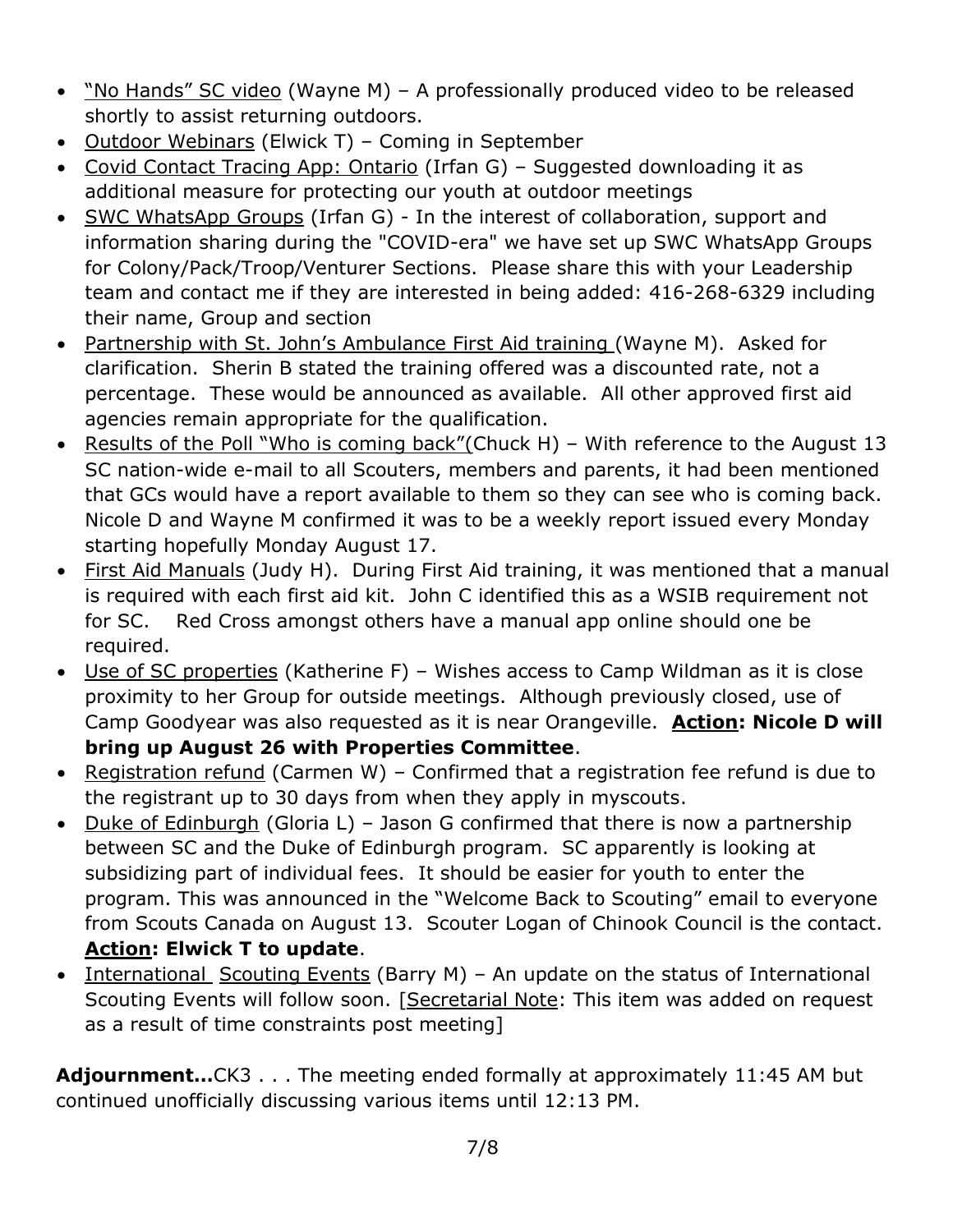- "No Hands" SC video (Wayne M) – A professionally produced video to be released shortly to assist returning outdoors.
- Outdoor Webinars (Elwick T) – Coming in September
- Covid Contact Tracing App: Ontario (Irfan G) – Suggested downloading it as additional measure for protecting our youth at outdoor meetings
- SWC WhatsApp Groups (Irfan G) - In the interest of collaboration, support and information sharing during the "COVID-era" we have set up SWC WhatsApp Groups for Colony/Pack/Troop/Venturer Sections. Please share this with your Leadership team and contact me if they are interested in being added: 416-268-6329 including their name, Group and section
- Partnership with St. John's Ambulance First Aid training (Wayne M). Asked for clarification. Sherin B stated the training offered was a discounted rate, not a percentage. These would be announced as available. All other approved first aid agencies remain appropriate for the qualification.
- Results of the Poll "Who is coming back"(Chuck H) – With reference to the August 13 SC nation-wide e-mail to all Scouters, members and parents, it had been mentioned that GCs would have a report available to them so they can see who is coming back. Nicole D and Wayne M confirmed it was to be a weekly report issued every Monday starting hopefully Monday August 17.
- First Aid Manuals (Judy H). During First Aid training, it was mentioned that a manual is required with each first aid kit. John C identified this as a WSIB requirement not for SC. Red Cross amongst others have a manual app online should one be required.
- Use of SC properties (Katherine F) – Wishes access to Camp Wildman as it is close proximity to her Group for outside meetings. Although previously closed, use of Camp Goodyear was also requested as it is near Orangeville. **Action: Nicole D will bring up August 26 with Properties Committee**.
- Registration refund (Carmen W) – Confirmed that a registration fee refund is due to the registrant up to 30 days from when they apply in myscouts.
- Duke of Edinburgh (Gloria L) – Jason G confirmed that there is now a partnership between SC and the Duke of Edinburgh program. SC apparently is looking at subsidizing part of individual fees. It should be easier for youth to enter the program. This was announced in the "Welcome Back to Scouting" email to everyone from Scouts Canada on August 13. Scouter Logan of Chinook Council is the contact. **Action: Elwick T to update**.
- International Scouting Events (Barry M) – An update on the status of International Scouting Events will follow soon. [Secretarial Note: This item was added on request as a result of time constraints post meeting]

**Adjournment…**CK3 . . . The meeting ended formally at approximately 11:45 AM but continued unofficially discussing various items until 12:13 PM.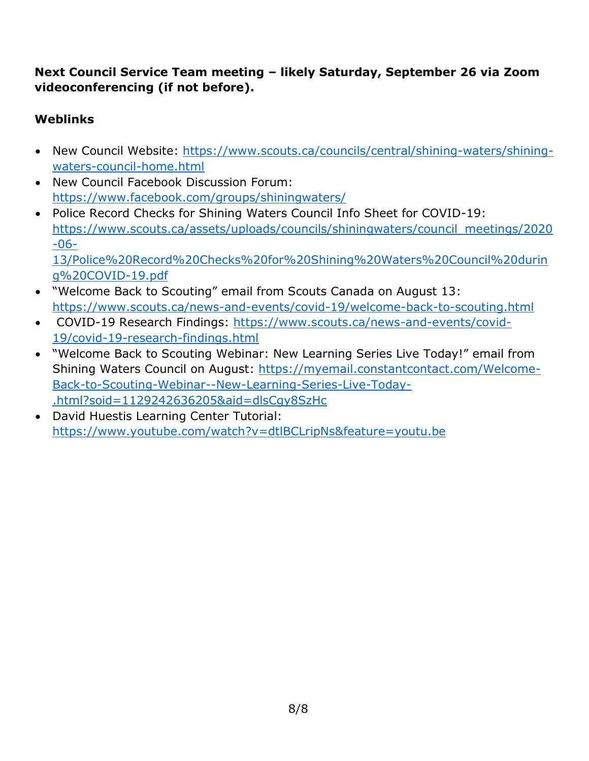**Next Council Service Team meeting – likely Saturday, September 26 via Zoom videoconferencing (if not before).**

### Weblinks

- New Council Website: https://www.scouts.ca/councils/central/shining-waters/shining-waters-council-home.html
- New Council Facebook Discussion Forum: https://www.facebook.com/groups/shiningwaters/
- Police Record Checks for Shining Waters Council Info Sheet for COVID-19: https://www.scouts.ca/assets/uploads/councils/shiningwaters/council_meetings/2020-06-13/Police%20Record%20Checks%20for%20Shining%20Waters%20Council%20during%20COVID-19.pdf
- "Welcome Back to Scouting" email from Scouts Canada on August 13: https://www.scouts.ca/news-and-events/covid-19/welcome-back-to-scouting.html
- COVID-19 Research Findings: https://www.scouts.ca/news-and-events/covid-19/covid-19-research-findings.html
- "Welcome Back to Scouting Webinar: New Learning Series Live Today!" email from Shining Waters Council on August: https://myemail.constantcontact.com/Welcome-Back-to-Scouting-Webinar--New-Learning-Series-Live-Today-.html?soid=1129242636205&aid=dlsCgy8SzHc
- David Huestis Learning Center Tutorial: https://www.youtube.com/watch?v=dtlBCLripNs&feature=youtu.be